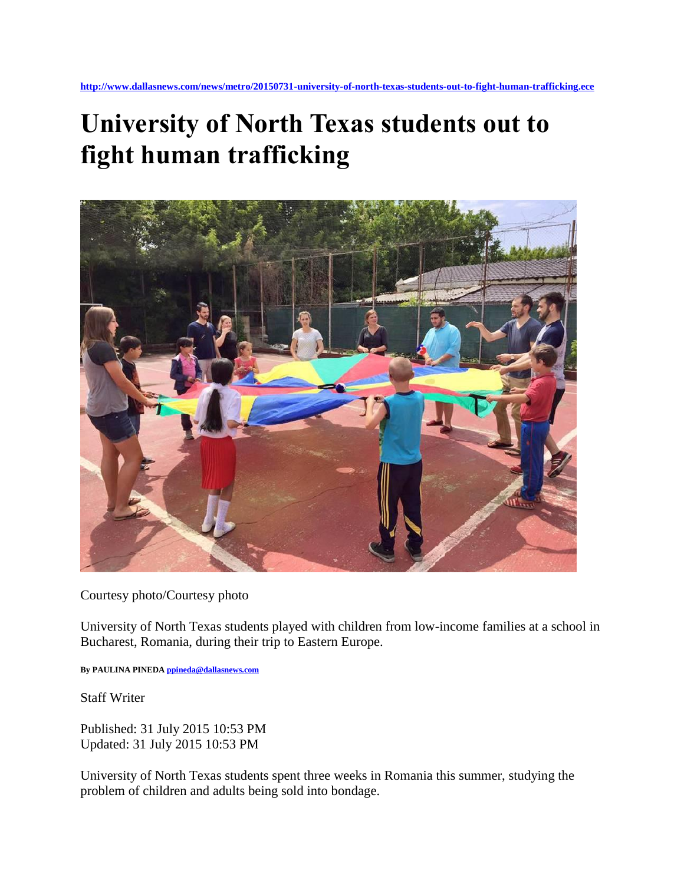http://www.dallasnews.com/news/metro/20150731-university-of-north-texas-students-out-to-fight-human-trafficking.ece

# University of North Texas students out to fight human trafficking

Courtesy photo/Courtesy photo

University of North Texas students played with children from low-income families at a school in Bucharest, Romania, during their trip to Eastern Europe.

**By PAULINA PINEDA ppineda@dallasnews.com**

Staff Writer

Published: 31 July 2015 10:53 PM
Updated: 31 July 2015 10:53 PM

University of North Texas students spent three weeks in Romania this summer, studying the problem of children and adults being sold into bondage.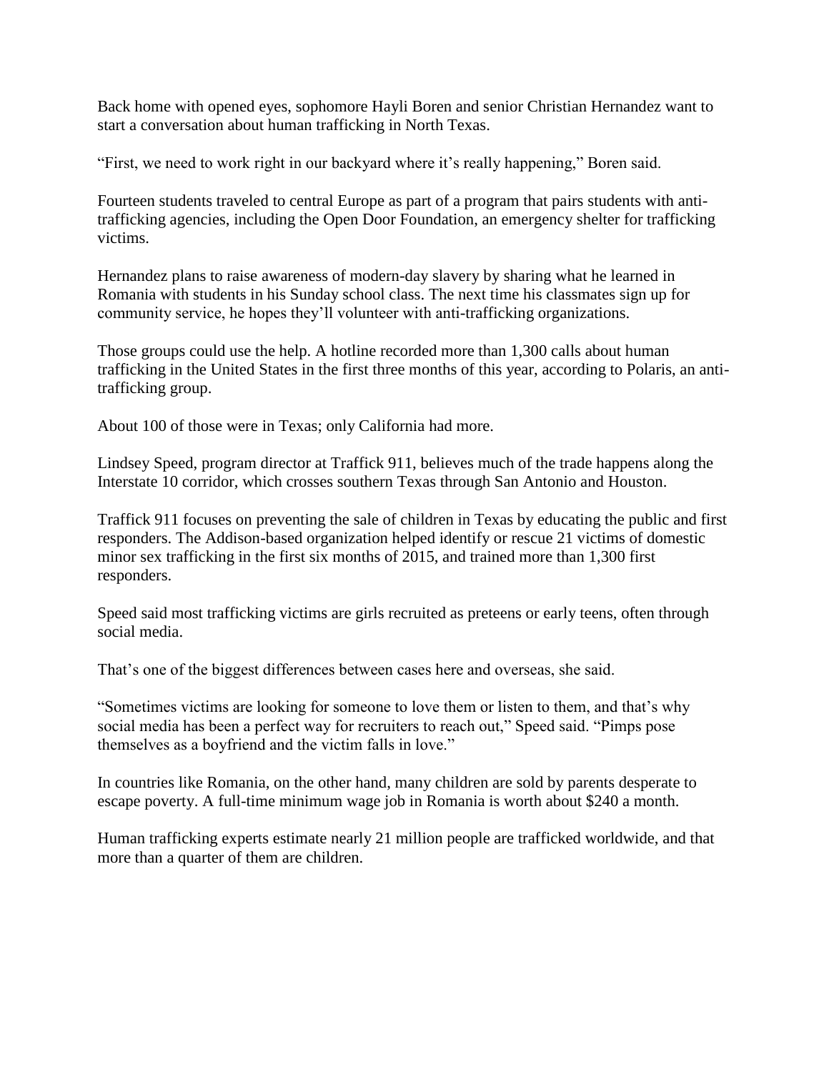Back home with opened eyes, sophomore Hayli Boren and senior Christian Hernandez want to start a conversation about human trafficking in North Texas.

“First, we need to work right in our backyard where it’s really happening,” Boren said.

Fourteen students traveled to central Europe as part of a program that pairs students with anti-trafficking agencies, including the Open Door Foundation, an emergency shelter for trafficking victims.

Hernandez plans to raise awareness of modern-day slavery by sharing what he learned in Romania with students in his Sunday school class. The next time his classmates sign up for community service, he hopes they’ll volunteer with anti-trafficking organizations.

Those groups could use the help. A hotline recorded more than 1,300 calls about human trafficking in the United States in the first three months of this year, according to Polaris, an anti-trafficking group.

About 100 of those were in Texas; only California had more.

Lindsey Speed, program director at Traffick 911, believes much of the trade happens along the Interstate 10 corridor, which crosses southern Texas through San Antonio and Houston.

Traffick 911 focuses on preventing the sale of children in Texas by educating the public and first responders. The Addison-based organization helped identify or rescue 21 victims of domestic minor sex trafficking in the first six months of 2015, and trained more than 1,300 first responders.

Speed said most trafficking victims are girls recruited as preteens or early teens, often through social media.

That’s one of the biggest differences between cases here and overseas, she said.

“Sometimes victims are looking for someone to love them or listen to them, and that’s why social media has been a perfect way for recruiters to reach out,” Speed said. “Pimps pose themselves as a boyfriend and the victim falls in love.”

In countries like Romania, on the other hand, many children are sold by parents desperate to escape poverty. A full-time minimum wage job in Romania is worth about $240 a month.

Human trafficking experts estimate nearly 21 million people are trafficked worldwide, and that more than a quarter of them are children.